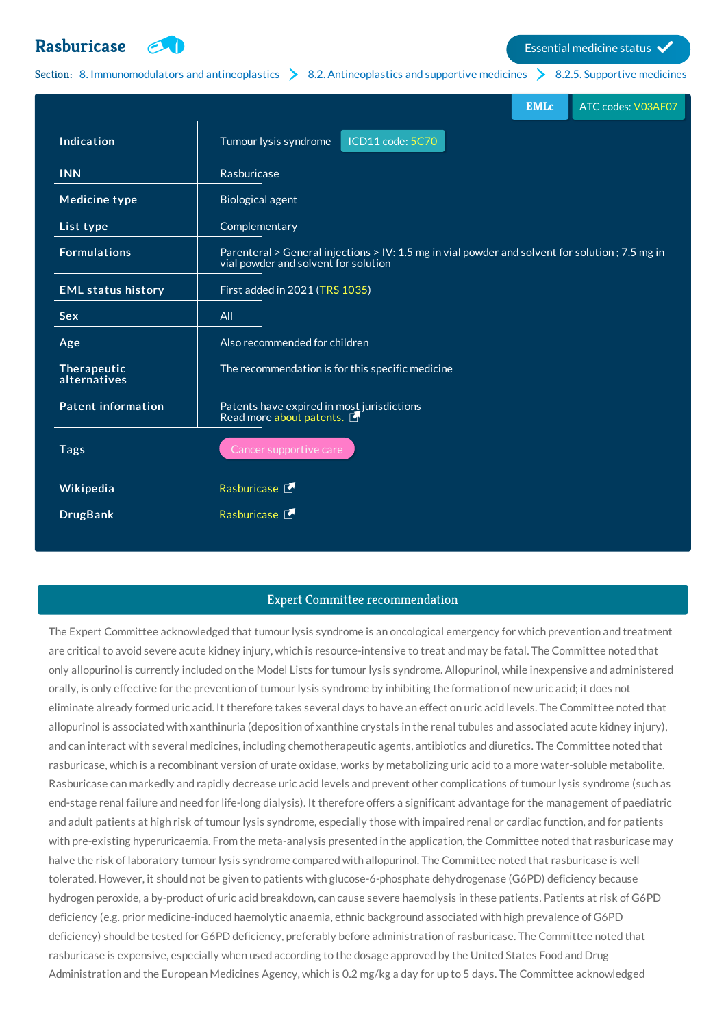# Rasburicase

Essential medicine status ✓

**Section:** 8. Immunomodulators and antineoplastics > 8.2. Antineoplastics and supportive medicines > 8.2.5. Supportive medicines

EMLc | ATC codes: V03AF07

| | |
|---|---|
| **Indication** | Tumour lysis syndrome — ICD11 code: 5C70 |
| **INN** | Rasburicase |
| **Medicine type** | Biological agent |
| **List type** | Complementary |
| **Formulations** | Parenteral > General injections > IV: 1.5 mg in vial powder and solvent for solution ; 7.5 mg in vial powder and solvent for solution |
| **EML status history** | First added in 2021 (TRS 1035) |
| **Sex** | All |
| **Age** | Also recommended for children |
| **Therapeutic alternatives** | The recommendation is for this specific medicine |
| **Patent information** | Patents have expired in most jurisdictions<br>Read more about patents. |
| **Tags** | Cancer supportive care |
| **Wikipedia** | Rasburicase |
| **DrugBank** | Rasburicase |

## Expert Committee recommendation

The Expert Committee acknowledged that tumour lysis syndrome is an oncological emergency for which prevention and treatment are critical to avoid severe acute kidney injury, which is resource-intensive to treat and may be fatal. The Committee noted that only allopurinol is currently included on the Model Lists for tumour lysis syndrome. Allopurinol, while inexpensive and administered orally, is only effective for the prevention of tumour lysis syndrome by inhibiting the formation of new uric acid; it does not eliminate already formed uric acid. It therefore takes several days to have an effect on uric acid levels. The Committee noted that allopurinol is associated with xanthinuria (deposition of xanthine crystals in the renal tubules and associated acute kidney injury), and can interact with several medicines, including chemotherapeutic agents, antibiotics and diuretics. The Committee noted that rasburicase, which is a recombinant version of urate oxidase, works by metabolizing uric acid to a more water-soluble metabolite. Rasburicase can markedly and rapidly decrease uric acid levels and prevent other complications of tumour lysis syndrome (such as end-stage renal failure and need for life-long dialysis). It therefore offers a significant advantage for the management of paediatric and adult patients at high risk of tumour lysis syndrome, especially those with impaired renal or cardiac function, and for patients with pre-existing hyperuricaemia. From the meta-analysis presented in the application, the Committee noted that rasburicase may halve the risk of laboratory tumour lysis syndrome compared with allopurinol. The Committee noted that rasburicase is well tolerated. However, it should not be given to patients with glucose-6-phosphate dehydrogenase (G6PD) deficiency because hydrogen peroxide, a by-product of uric acid breakdown, can cause severe haemolysis in these patients. Patients at risk of G6PD deficiency (e.g. prior medicine-induced haemolytic anaemia, ethnic background associated with high prevalence of G6PD deficiency) should be tested for G6PD deficiency, preferably before administration of rasburicase. The Committee noted that rasburicase is expensive, especially when used according to the dosage approved by the United States Food and Drug Administration and the European Medicines Agency, which is 0.2 mg/kg a day for up to 5 days. The Committee acknowledged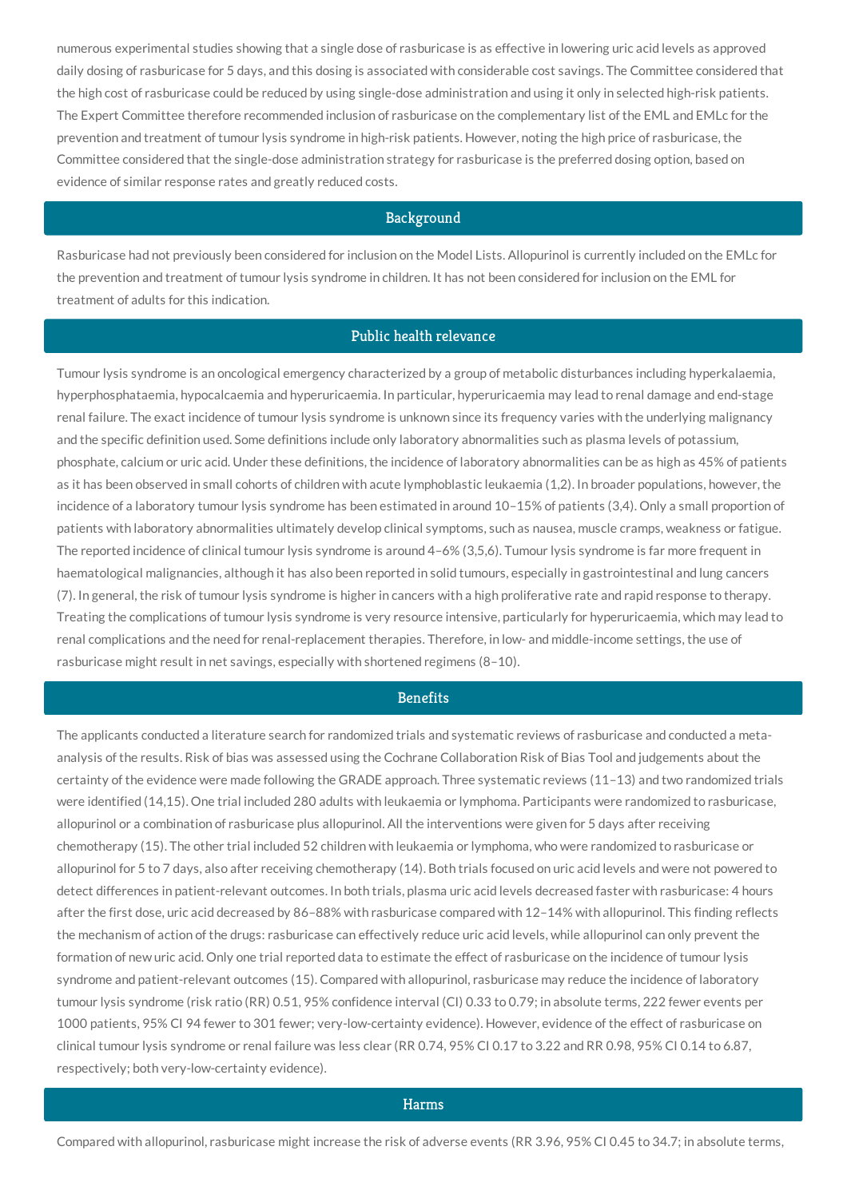numerous experimental studies showing that a single dose of rasburicase is as effective in lowering uric acid levels as approved daily dosing of rasburicase for 5 days, and this dosing is associated with considerable cost savings. The Committee considered that the high cost of rasburicase could be reduced by using single-dose administration and using it only in selected high-risk patients. The Expert Committee therefore recommended inclusion of rasburicase on the complementary list of the EML and EMLc for the prevention and treatment of tumour lysis syndrome in high-risk patients. However, noting the high price of rasburicase, the Committee considered that the single-dose administration strategy for rasburicase is the preferred dosing option, based on evidence of similar response rates and greatly reduced costs.

## Background

Rasburicase had not previously been considered for inclusion on the Model Lists. Allopurinol is currently included on the EMLc for the prevention and treatment of tumour lysis syndrome in children. It has not been considered for inclusion on the EML for treatment of adults for this indication.

## Public health relevance

Tumour lysis syndrome is an oncological emergency characterized by a group of metabolic disturbances including hyperkalaemia, hyperphosphataemia, hypocalcaemia and hyperuricaemia. In particular, hyperuricaemia may lead to renal damage and end-stage renal failure. The exact incidence of tumour lysis syndrome is unknown since its frequency varies with the underlying malignancy and the specific definition used. Some definitions include only laboratory abnormalities such as plasma levels of potassium, phosphate, calcium or uric acid. Under these definitions, the incidence of laboratory abnormalities can be as high as 45% of patients as it has been observed in small cohorts of children with acute lymphoblastic leukaemia (1,2). In broader populations, however, the incidence of a laboratory tumour lysis syndrome has been estimated in around 10–15% of patients (3,4). Only a small proportion of patients with laboratory abnormalities ultimately develop clinical symptoms, such as nausea, muscle cramps, weakness or fatigue. The reported incidence of clinical tumour lysis syndrome is around 4–6% (3,5,6). Tumour lysis syndrome is far more frequent in haematological malignancies, although it has also been reported in solid tumours, especially in gastrointestinal and lung cancers (7). In general, the risk of tumour lysis syndrome is higher in cancers with a high proliferative rate and rapid response to therapy. Treating the complications of tumour lysis syndrome is very resource intensive, particularly for hyperuricaemia, which may lead to renal complications and the need for renal-replacement therapies. Therefore, in low- and middle-income settings, the use of rasburicase might result in net savings, especially with shortened regimens (8–10).

## Benefits

The applicants conducted a literature search for randomized trials and systematic reviews of rasburicase and conducted a meta-analysis of the results. Risk of bias was assessed using the Cochrane Collaboration Risk of Bias Tool and judgements about the certainty of the evidence were made following the GRADE approach. Three systematic reviews (11–13) and two randomized trials were identified (14,15). One trial included 280 adults with leukaemia or lymphoma. Participants were randomized to rasburicase, allopurinol or a combination of rasburicase plus allopurinol. All the interventions were given for 5 days after receiving chemotherapy (15). The other trial included 52 children with leukaemia or lymphoma, who were randomized to rasburicase or allopurinol for 5 to 7 days, also after receiving chemotherapy (14). Both trials focused on uric acid levels and were not powered to detect differences in patient-relevant outcomes. In both trials, plasma uric acid levels decreased faster with rasburicase: 4 hours after the first dose, uric acid decreased by 86–88% with rasburicase compared with 12–14% with allopurinol. This finding reflects the mechanism of action of the drugs: rasburicase can effectively reduce uric acid levels, while allopurinol can only prevent the formation of new uric acid. Only one trial reported data to estimate the effect of rasburicase on the incidence of tumour lysis syndrome and patient-relevant outcomes (15). Compared with allopurinol, rasburicase may reduce the incidence of laboratory tumour lysis syndrome (risk ratio (RR) 0.51, 95% confidence interval (CI) 0.33 to 0.79; in absolute terms, 222 fewer events per 1000 patients, 95% CI 94 fewer to 301 fewer; very-low-certainty evidence). However, evidence of the effect of rasburicase on clinical tumour lysis syndrome or renal failure was less clear (RR 0.74, 95% CI 0.17 to 3.22 and RR 0.98, 95% CI 0.14 to 6.87, respectively; both very-low-certainty evidence).

## Harms

Compared with allopurinol, rasburicase might increase the risk of adverse events (RR 3.96, 95% CI 0.45 to 34.7; in absolute terms,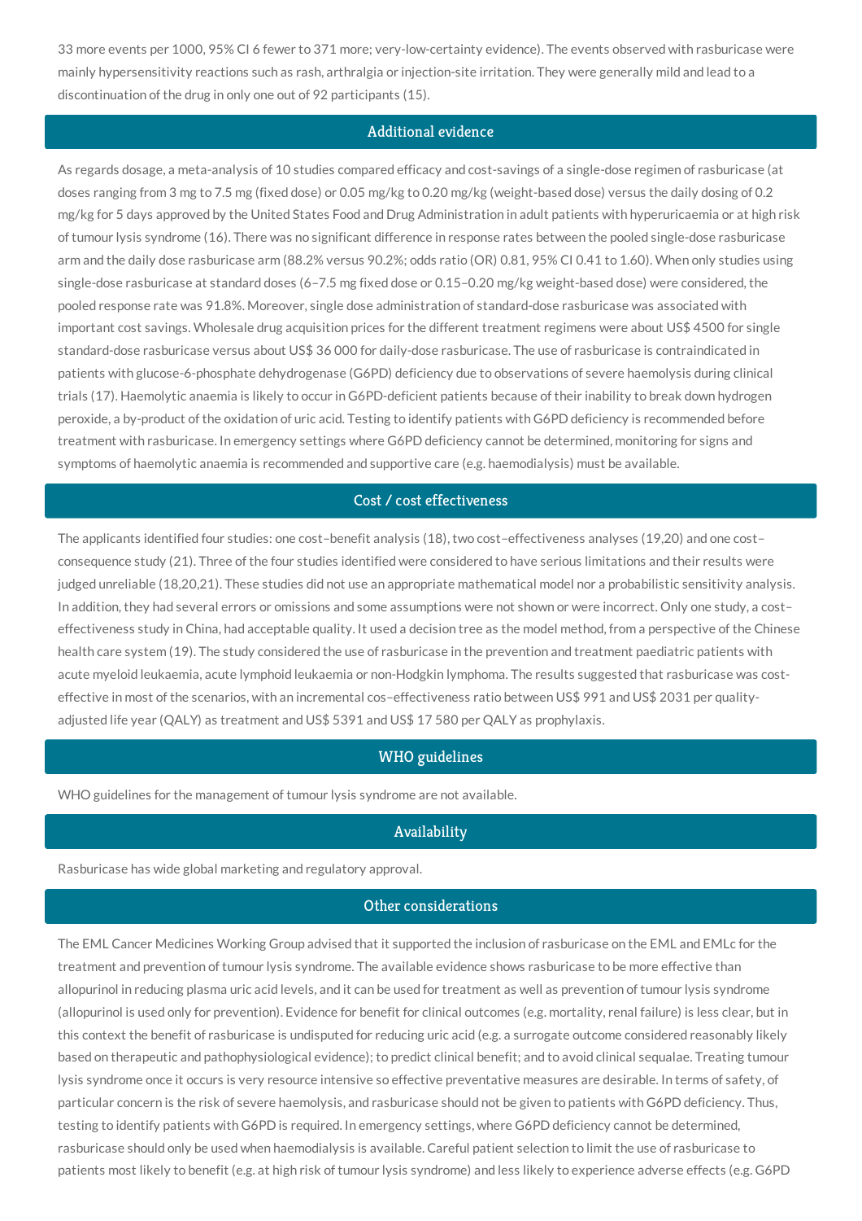33 more events per 1000, 95% CI 6 fewer to 371 more; very-low-certainty evidence). The events observed with rasburicase were mainly hypersensitivity reactions such as rash, arthralgia or injection-site irritation. They were generally mild and lead to a discontinuation of the drug in only one out of 92 participants (15).

## Additional evidence

As regards dosage, a meta-analysis of 10 studies compared efficacy and cost-savings of a single-dose regimen of rasburicase (at doses ranging from 3 mg to 7.5 mg (fixed dose) or 0.05 mg/kg to 0.20 mg/kg (weight-based dose) versus the daily dosing of 0.2 mg/kg for 5 days approved by the United States Food and Drug Administration in adult patients with hyperuricaemia or at high risk of tumour lysis syndrome (16). There was no significant difference in response rates between the pooled single-dose rasburicase arm and the daily dose rasburicase arm (88.2% versus 90.2%; odds ratio (OR) 0.81, 95% CI 0.41 to 1.60). When only studies using single-dose rasburicase at standard doses (6–7.5 mg fixed dose or 0.15–0.20 mg/kg weight-based dose) were considered, the pooled response rate was 91.8%. Moreover, single dose administration of standard-dose rasburicase was associated with important cost savings. Wholesale drug acquisition prices for the different treatment regimens were about US$ 4500 for single standard-dose rasburicase versus about US$ 36 000 for daily-dose rasburicase. The use of rasburicase is contraindicated in patients with glucose-6-phosphate dehydrogenase (G6PD) deficiency due to observations of severe haemolysis during clinical trials (17). Haemolytic anaemia is likely to occur in G6PD-deficient patients because of their inability to break down hydrogen peroxide, a by-product of the oxidation of uric acid. Testing to identify patients with G6PD deficiency is recommended before treatment with rasburicase. In emergency settings where G6PD deficiency cannot be determined, monitoring for signs and symptoms of haemolytic anaemia is recommended and supportive care (e.g. haemodialysis) must be available.

## Cost / cost effectiveness

The applicants identified four studies: one cost–benefit analysis (18), two cost–effectiveness analyses (19,20) and one cost–consequence study (21). Three of the four studies identified were considered to have serious limitations and their results were judged unreliable (18,20,21). These studies did not use an appropriate mathematical model nor a probabilistic sensitivity analysis. In addition, they had several errors or omissions and some assumptions were not shown or were incorrect. Only one study, a cost–effectiveness study in China, had acceptable quality. It used a decision tree as the model method, from a perspective of the Chinese health care system (19). The study considered the use of rasburicase in the prevention and treatment paediatric patients with acute myeloid leukaemia, acute lymphoid leukaemia or non-Hodgkin lymphoma. The results suggested that rasburicase was cost-effective in most of the scenarios, with an incremental cos–effectiveness ratio between US$ 991 and US$ 2031 per quality-adjusted life year (QALY) as treatment and US$ 5391 and US$ 17 580 per QALY as prophylaxis.

## WHO guidelines

WHO guidelines for the management of tumour lysis syndrome are not available.

## Availability

Rasburicase has wide global marketing and regulatory approval.

## Other considerations

The EML Cancer Medicines Working Group advised that it supported the inclusion of rasburicase on the EML and EMLc for the treatment and prevention of tumour lysis syndrome. The available evidence shows rasburicase to be more effective than allopurinol in reducing plasma uric acid levels, and it can be used for treatment as well as prevention of tumour lysis syndrome (allopurinol is used only for prevention). Evidence for benefit for clinical outcomes (e.g. mortality, renal failure) is less clear, but in this context the benefit of rasburicase is undisputed for reducing uric acid (e.g. a surrogate outcome considered reasonably likely based on therapeutic and pathophysiological evidence); to predict clinical benefit; and to avoid clinical sequalae. Treating tumour lysis syndrome once it occurs is very resource intensive so effective preventative measures are desirable. In terms of safety, of particular concern is the risk of severe haemolysis, and rasburicase should not be given to patients with G6PD deficiency. Thus, testing to identify patients with G6PD is required. In emergency settings, where G6PD deficiency cannot be determined, rasburicase should only be used when haemodialysis is available. Careful patient selection to limit the use of rasburicase to patients most likely to benefit (e.g. at high risk of tumour lysis syndrome) and less likely to experience adverse effects (e.g. G6PD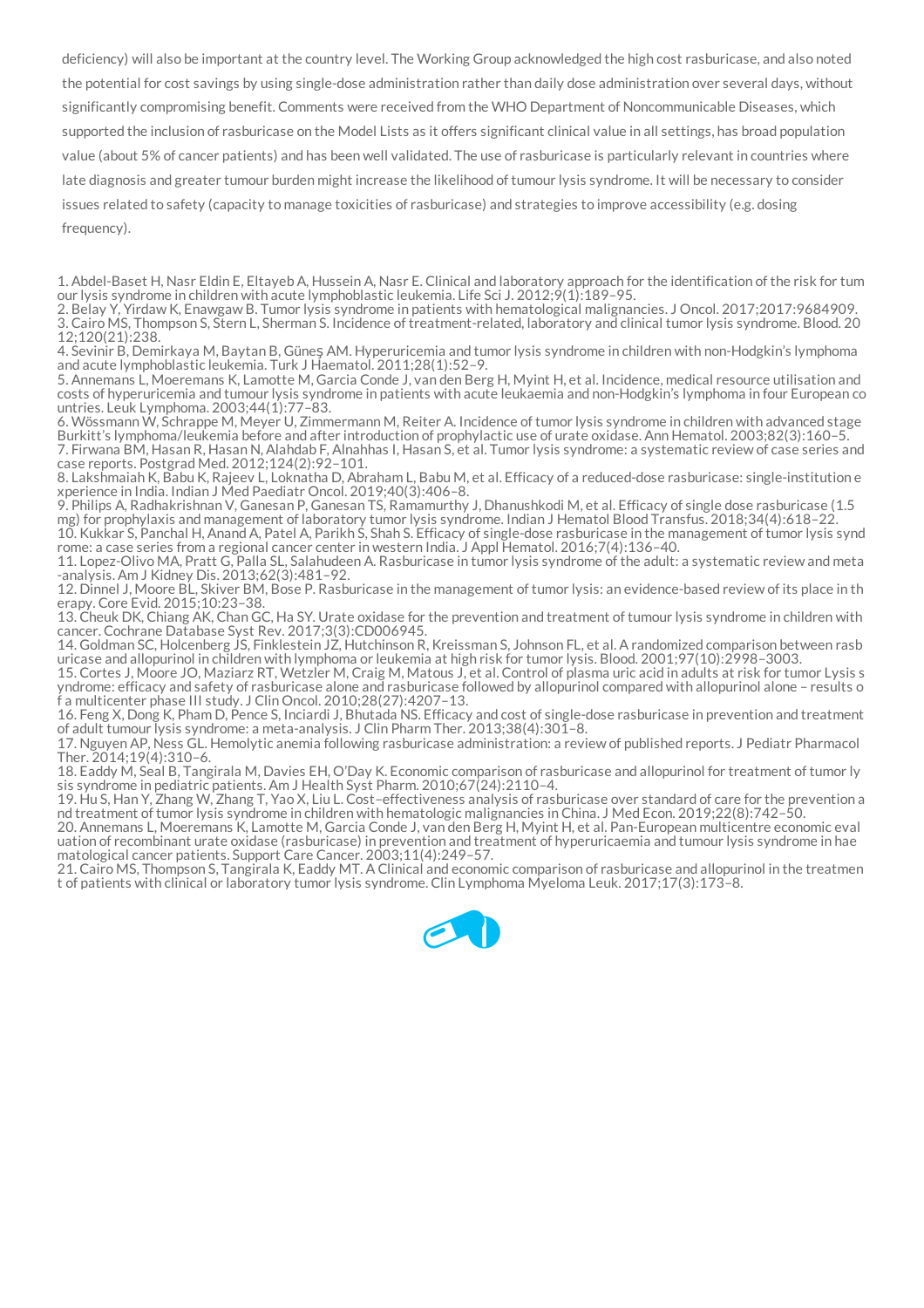deficiency) will also be important at the country level. The Working Group acknowledged the high cost rasburicase, and also noted the potential for cost savings by using single-dose administration rather than daily dose administration over several days, without significantly compromising benefit. Comments were received from the WHO Department of Noncommunicable Diseases, which supported the inclusion of rasburicase on the Model Lists as it offers significant clinical value in all settings, has broad population value (about 5% of cancer patients) and has been well validated. The use of rasburicase is particularly relevant in countries where late diagnosis and greater tumour burden might increase the likelihood of tumour lysis syndrome. It will be necessary to consider issues related to safety (capacity to manage toxicities of rasburicase) and strategies to improve accessibility (e.g. dosing frequency).

1. Abdel-Baset H, Nasr Eldin E, Eltayeb A, Hussein A, Nasr E. Clinical and laboratory approach for the identification of the risk for tumour lysis syndrome in children with acute lymphoblastic leukemia. Life Sci J. 2012;9(1):189–95.
2. Belay Y, Yirdaw K, Enawgaw B. Tumor lysis syndrome in patients with hematological malignancies. J Oncol. 2017;2017:9684909.
3. Cairo MS, Thompson S, Stern L, Sherman S. Incidence of treatment-related, laboratory and clinical tumor lysis syndrome. Blood. 2012;120(21):238.
4. Sevinir B, Demirkaya M, Baytan B, Güneş AM. Hyperuricemia and tumor lysis syndrome in children with non-Hodgkin's lymphoma and acute lymphoblastic leukemia. Turk J Haematol. 2011;28(1):52–9.
5. Annemans L, Moeremans K, Lamotte M, Garcia Conde J, van den Berg H, Myint H, et al. Incidence, medical resource utilisation and costs of hyperuricemia and tumour lysis syndrome in patients with acute leukaemia and non-Hodgkin's lymphoma in four European countries. Leuk Lymphoma. 2003;44(1):77–83.
6. Wössmann W, Schrappe M, Meyer U, Zimmermann M, Reiter A. Incidence of tumor lysis syndrome in children with advanced stage Burkitt's lymphoma/leukemia before and after introduction of prophylactic use of urate oxidase. Ann Hematol. 2003;82(3):160–5.
7. Firwana BM, Hasan R, Hasan N, Alahdab F, Alnahhas I, Hasan S, et al. Tumor lysis syndrome: a systematic review of case series and case reports. Postgrad Med. 2012;124(2):92–101.
8. Lakshmaiah K, Babu K, Rajeev L, Loknatha D, Abraham L, Babu M, et al. Efficacy of a reduced-dose rasburicase: single-institution experience in India. Indian J Med Paediatr Oncol. 2019;40(3):406–8.
9. Philips A, Radhakrishnan V, Ganesan P, Ganesan TS, Ramamurthy J, Dhanushkodi M, et al. Efficacy of single dose rasburicase (1.5 mg) for prophylaxis and management of laboratory tumor lysis syndrome. Indian J Hematol Blood Transfus. 2018;34(4):618–22.
10. Kukkar S, Panchal H, Anand A, Patel A, Parikh S, Shah S. Efficacy of single-dose rasburicase in the management of tumor lysis syndrome: a case series from a regional cancer center in western India. J Appl Hematol. 2016;7(4):136–40.
11. Lopez-Olivo MA, Pratt G, Palla SL, Salahudeen A. Rasburicase in tumor lysis syndrome of the adult: a systematic review and meta-analysis. Am J Kidney Dis. 2013;62(3):481–92.
12. Dinnel J, Moore BL, Skiver BM, Bose P. Rasburicase in the management of tumor lysis: an evidence-based review of its place in therapy. Core Evid. 2015;10:23–38.
13. Cheuk DK, Chiang AK, Chan GC, Ha SY. Urate oxidase for the prevention and treatment of tumour lysis syndrome in children with cancer. Cochrane Database Syst Rev. 2017;3(3):CD006945.
14. Goldman SC, Holcenberg JS, Finklestein JZ, Hutchinson R, Kreissman S, Johnson FL, et al. A randomized comparison between rasburicase and allopurinol in children with lymphoma or leukemia at high risk for tumor lysis. Blood. 2001;97(10):2998–3003.
15. Cortes J, Moore JO, Maziarz RT, Wetzler M, Craig M, Matous J, et al. Control of plasma uric acid in adults at risk for tumor Lysis syndrome: efficacy and safety of rasburicase alone and rasburicase followed by allopurinol compared with allopurinol alone – results of a multicenter phase III study. J Clin Oncol. 2010;28(27):4207–13.
16. Feng X, Dong K, Pham D, Pence S, Inciardi J, Bhutada NS. Efficacy and cost of single-dose rasburicase in prevention and treatment of adult tumour lysis syndrome: a meta-analysis. J Clin Pharm Ther. 2013;38(4):301–8.
17. Nguyen AP, Ness GL. Hemolytic anemia following rasburicase administration: a review of published reports. J Pediatr Pharmacol Ther. 2014;19(4):310–6.
18. Eaddy M, Seal B, Tangirala M, Davies EH, O'Day K. Economic comparison of rasburicase and allopurinol for treatment of tumor lysis syndrome in pediatric patients. Am J Health Syst Pharm. 2010;67(24):2110–4.
19. Hu S, Han Y, Zhang W, Zhang T, Yao X, Liu L. Cost–effectiveness analysis of rasburicase over standard of care for the prevention and treatment of tumor lysis syndrome in children with hematologic malignancies in China. J Med Econ. 2019;22(8):742–50.
20. Annemans L, Moeremans K, Lamotte M, Garcia Conde J, van den Berg H, Myint H, et al. Pan-European multicentre economic evaluation of recombinant urate oxidase (rasburicase) in prevention and treatment of hyperuricaemia and tumour lysis syndrome in haematological cancer patients. Support Care Cancer. 2003;11(4):249–57.
21. Cairo MS, Thompson S, Tangirala K, Eaddy MT. A Clinical and economic comparison of rasburicase and allopurinol in the treatment of patients with clinical or laboratory tumor lysis syndrome. Clin Lymphoma Myeloma Leuk. 2017;17(3):173–8.